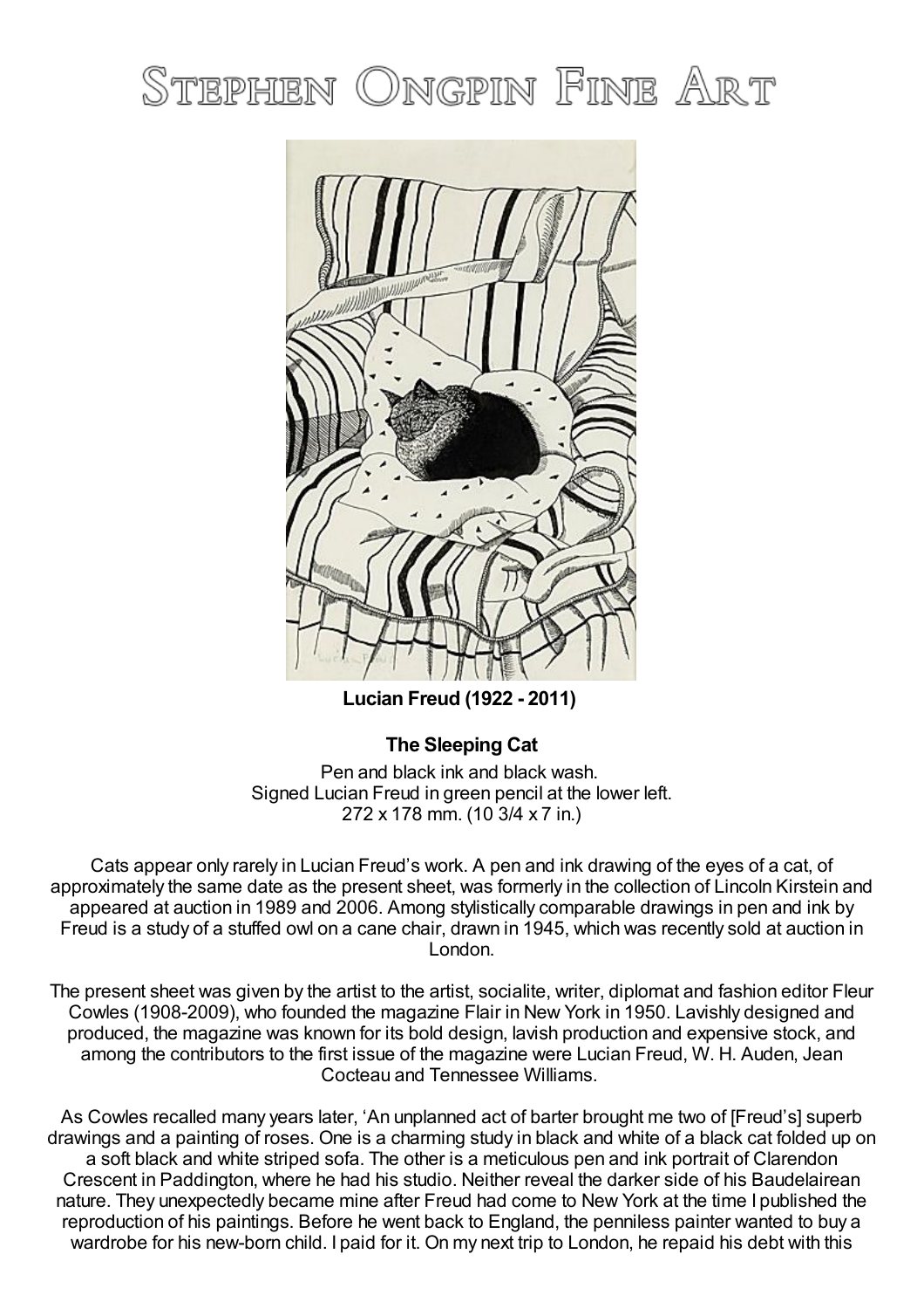# Stephen Ongpin Fine Art

**Lucian Freud (1922 - 2011)**

## The Sleeping Cat

Pen and black ink and black wash.
Signed Lucian Freud in green pencil at the lower left.
272 x 178 mm. (10 3/4 x 7 in.)

Cats appear only rarely in Lucian Freud's work. A pen and ink drawing of the eyes of a cat, of approximately the same date as the present sheet, was formerly in the collection of Lincoln Kirstein and appeared at auction in 1989 and 2006. Among stylistically comparable drawings in pen and ink by Freud is a study of a stuffed owl on a cane chair, drawn in 1945, which was recently sold at auction in London.

The present sheet was given by the artist to the artist, socialite, writer, diplomat and fashion editor Fleur Cowles (1908-2009), who founded the magazine Flair in New York in 1950. Lavishly designed and produced, the magazine was known for its bold design, lavish production and expensive stock, and among the contributors to the first issue of the magazine were Lucian Freud, W. H. Auden, Jean Cocteau and Tennessee Williams.

As Cowles recalled many years later, 'An unplanned act of barter brought me two of [Freud's] superb drawings and a painting of roses. One is a charming study in black and white of a black cat folded up on a soft black and white striped sofa. The other is a meticulous pen and ink portrait of Clarendon Crescent in Paddington, where he had his studio. Neither reveal the darker side of his Baudelairean nature. They unexpectedly became mine after Freud had come to New York at the time I published the reproduction of his paintings. Before he went back to England, the penniless painter wanted to buy a wardrobe for his new-born child. I paid for it. On my next trip to London, he repaid his debt with this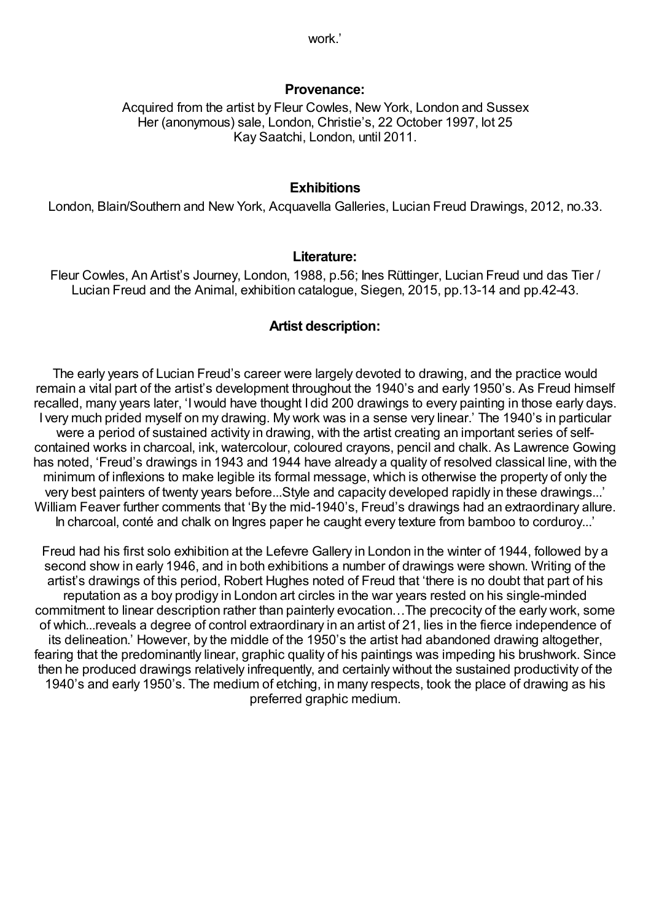work.'

## Provenance:

Acquired from the artist by Fleur Cowles, New York, London and Sussex
Her (anonymous) sale, London, Christie's, 22 October 1997, lot 25
Kay Saatchi, London, until 2011.

## Exhibitions

London, Blain/Southern and New York, Acquavella Galleries, Lucian Freud Drawings, 2012, no.33.

## Literature:

Fleur Cowles, An Artist's Journey, London, 1988, p.56; Ines Rüttinger, Lucian Freud und das Tier / Lucian Freud and the Animal, exhibition catalogue, Siegen, 2015, pp.13-14 and pp.42-43.

## Artist description:

The early years of Lucian Freud's career were largely devoted to drawing, and the practice would remain a vital part of the artist's development throughout the 1940's and early 1950's. As Freud himself recalled, many years later, 'I would have thought I did 200 drawings to every painting in those early days. I very much prided myself on my drawing. My work was in a sense very linear.' The 1940's in particular were a period of sustained activity in drawing, with the artist creating an important series of self-contained works in charcoal, ink, watercolour, coloured crayons, pencil and chalk. As Lawrence Gowing has noted, 'Freud's drawings in 1943 and 1944 have already a quality of resolved classical line, with the minimum of inflexions to make legible its formal message, which is otherwise the property of only the very best painters of twenty years before...Style and capacity developed rapidly in these drawings...' William Feaver further comments that 'By the mid-1940's, Freud's drawings had an extraordinary allure. In charcoal, conté and chalk on Ingres paper he caught every texture from bamboo to corduroy...'

Freud had his first solo exhibition at the Lefevre Gallery in London in the winter of 1944, followed by a second show in early 1946, and in both exhibitions a number of drawings were shown. Writing of the artist's drawings of this period, Robert Hughes noted of Freud that 'there is no doubt that part of his reputation as a boy prodigy in London art circles in the war years rested on his single-minded commitment to linear description rather than painterly evocation…The precocity of the early work, some of which...reveals a degree of control extraordinary in an artist of 21, lies in the fierce independence of its delineation.' However, by the middle of the 1950's the artist had abandoned drawing altogether, fearing that the predominantly linear, graphic quality of his paintings was impeding his brushwork. Since then he produced drawings relatively infrequently, and certainly without the sustained productivity of the 1940's and early 1950's. The medium of etching, in many respects, took the place of drawing as his preferred graphic medium.